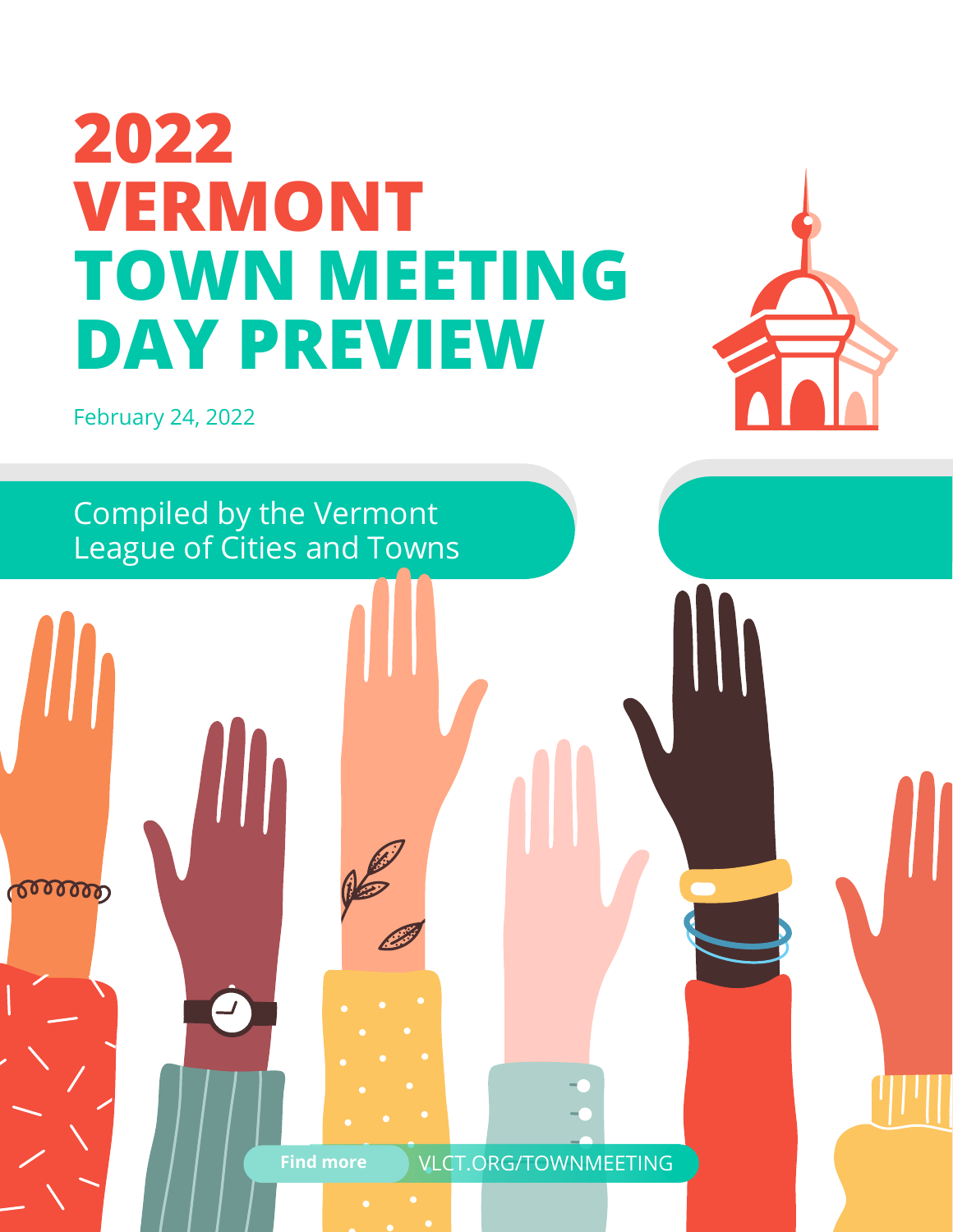# 2022 VERMONT TOWN MEETING DAY PREVIEW

February 24, 2022

Compiled by the Vermont League of Cities and Towns

Find more VLCT.ORG/TOWNMEETING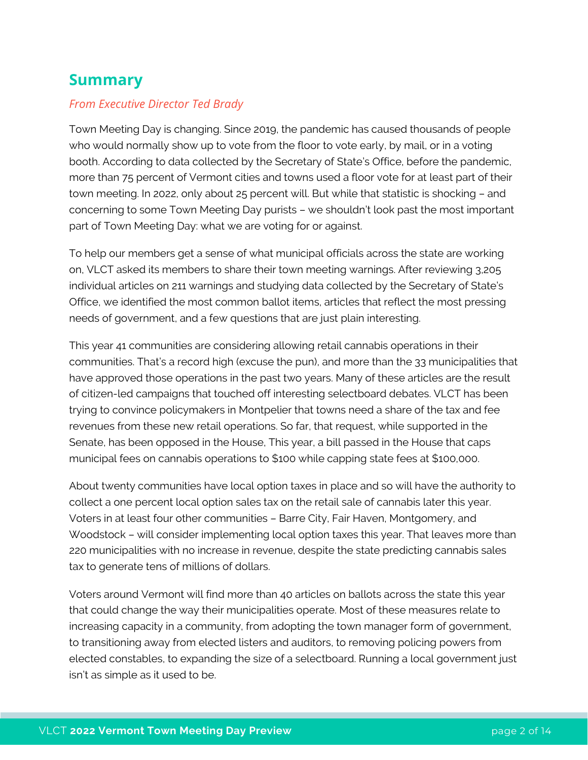## Summary

*From Executive Director Ted Brady*

Town Meeting Day is changing. Since 2019, the pandemic has caused thousands of people who would normally show up to vote from the floor to vote early, by mail, or in a voting booth. According to data collected by the Secretary of State's Office, before the pandemic, more than 75 percent of Vermont cities and towns used a floor vote for at least part of their town meeting. In 2022, only about 25 percent will. But while that statistic is shocking – and concerning to some Town Meeting Day purists – we shouldn't look past the most important part of Town Meeting Day: what we are voting for or against.

To help our members get a sense of what municipal officials across the state are working on, VLCT asked its members to share their town meeting warnings. After reviewing 3,205 individual articles on 211 warnings and studying data collected by the Secretary of State's Office, we identified the most common ballot items, articles that reflect the most pressing needs of government, and a few questions that are just plain interesting.

This year 41 communities are considering allowing retail cannabis operations in their communities. That's a record high (excuse the pun), and more than the 33 municipalities that have approved those operations in the past two years. Many of these articles are the result of citizen-led campaigns that touched off interesting selectboard debates. VLCT has been trying to convince policymakers in Montpelier that towns need a share of the tax and fee revenues from these new retail operations. So far, that request, while supported in the Senate, has been opposed in the House, This year, a bill passed in the House that caps municipal fees on cannabis operations to $100 while capping state fees at $100,000.

About twenty communities have local option taxes in place and so will have the authority to collect a one percent local option sales tax on the retail sale of cannabis later this year. Voters in at least four other communities – Barre City, Fair Haven, Montgomery, and Woodstock – will consider implementing local option taxes this year. That leaves more than 220 municipalities with no increase in revenue, despite the state predicting cannabis sales tax to generate tens of millions of dollars.

Voters around Vermont will find more than 40 articles on ballots across the state this year that could change the way their municipalities operate. Most of these measures relate to increasing capacity in a community, from adopting the town manager form of government, to transitioning away from elected listers and auditors, to removing policing powers from elected constables, to expanding the size of a selectboard. Running a local government just isn't as simple as it used to be.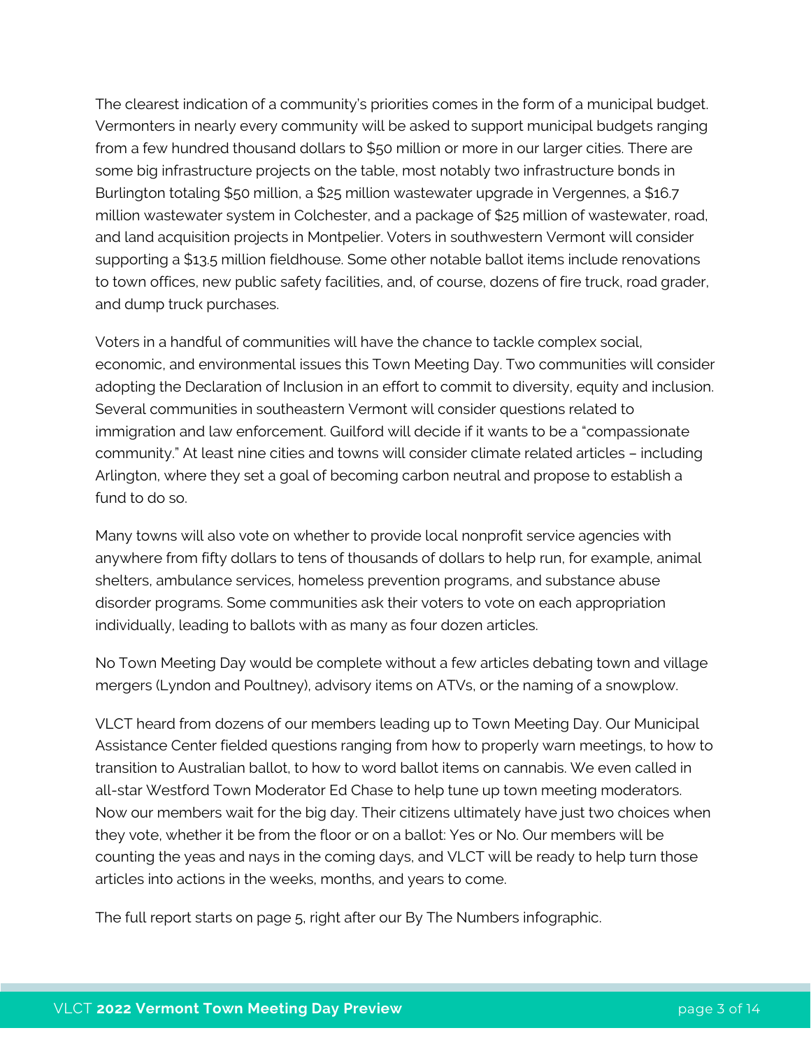The clearest indication of a community's priorities comes in the form of a municipal budget. Vermonters in nearly every community will be asked to support municipal budgets ranging from a few hundred thousand dollars to $50 million or more in our larger cities. There are some big infrastructure projects on the table, most notably two infrastructure bonds in Burlington totaling $50 million, a $25 million wastewater upgrade in Vergennes, a $16.7 million wastewater system in Colchester, and a package of $25 million of wastewater, road, and land acquisition projects in Montpelier. Voters in southwestern Vermont will consider supporting a $13.5 million fieldhouse. Some other notable ballot items include renovations to town offices, new public safety facilities, and, of course, dozens of fire truck, road grader, and dump truck purchases.

Voters in a handful of communities will have the chance to tackle complex social, economic, and environmental issues this Town Meeting Day. Two communities will consider adopting the Declaration of Inclusion in an effort to commit to diversity, equity and inclusion. Several communities in southeastern Vermont will consider questions related to immigration and law enforcement. Guilford will decide if it wants to be a "compassionate community." At least nine cities and towns will consider climate related articles – including Arlington, where they set a goal of becoming carbon neutral and propose to establish a fund to do so.

Many towns will also vote on whether to provide local nonprofit service agencies with anywhere from fifty dollars to tens of thousands of dollars to help run, for example, animal shelters, ambulance services, homeless prevention programs, and substance abuse disorder programs. Some communities ask their voters to vote on each appropriation individually, leading to ballots with as many as four dozen articles.

No Town Meeting Day would be complete without a few articles debating town and village mergers (Lyndon and Poultney), advisory items on ATVs, or the naming of a snowplow.

VLCT heard from dozens of our members leading up to Town Meeting Day. Our Municipal Assistance Center fielded questions ranging from how to properly warn meetings, to how to transition to Australian ballot, to how to word ballot items on cannabis. We even called in all-star Westford Town Moderator Ed Chase to help tune up town meeting moderators. Now our members wait for the big day. Their citizens ultimately have just two choices when they vote, whether it be from the floor or on a ballot: Yes or No. Our members will be counting the yeas and nays in the coming days, and VLCT will be ready to help turn those articles into actions in the weeks, months, and years to come.

The full report starts on page 5, right after our By The Numbers infographic.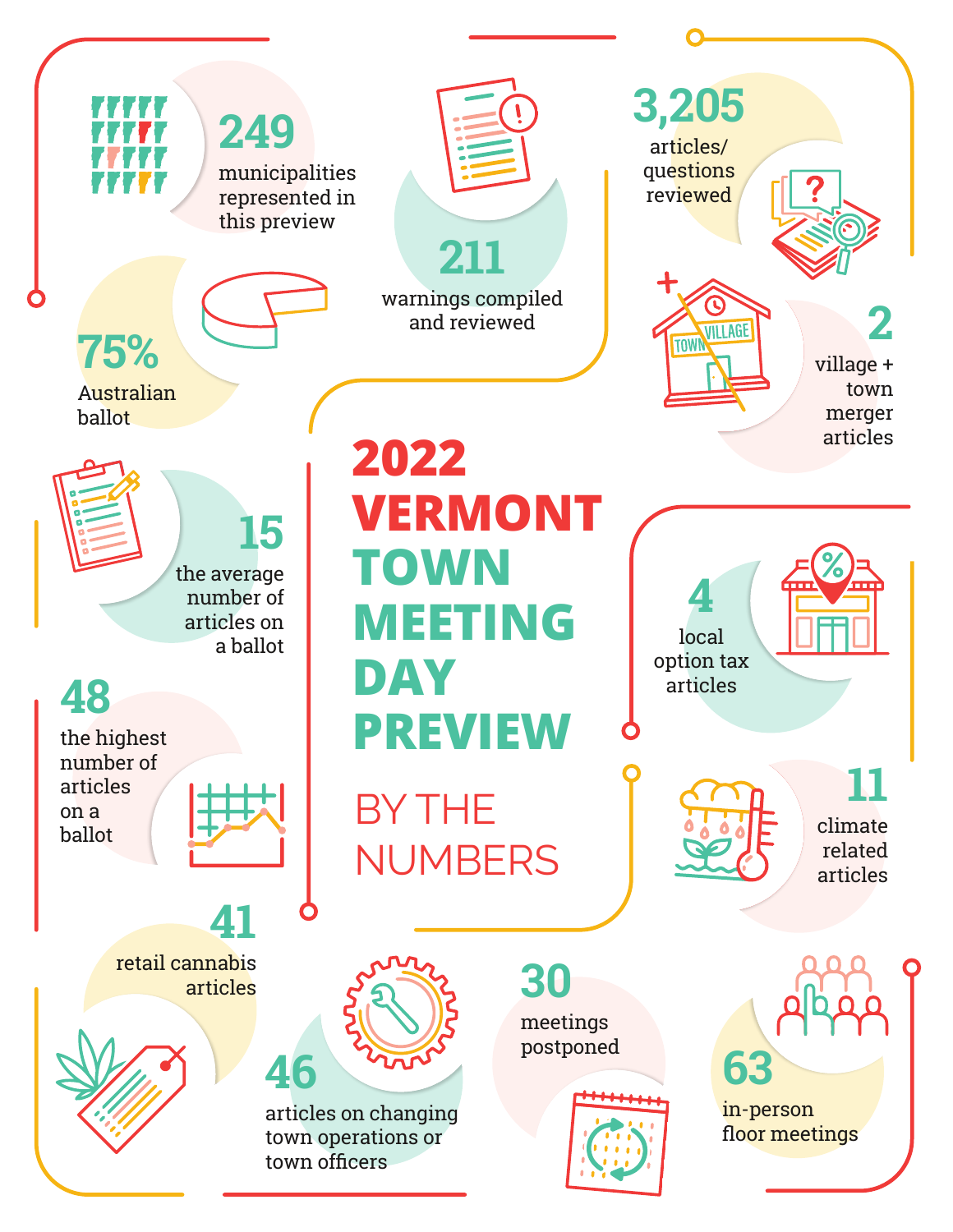# 2022 VERMONT TOWN MEETING DAY PREVIEW

## BY THE NUMBERS

**249** municipalities represented in this preview

**211** warnings compiled and reviewed

**3,205** articles/ questions reviewed

**75%** Australian ballot

**2** village + town merger articles

**15** the average number of articles on a ballot

**4** local option tax articles

**48** the highest number of articles on a ballot

**11** climate related articles

**41** retail cannabis articles

**46** articles on changing town operations or town officers

**30** meetings postponed

**63** in-person floor meetings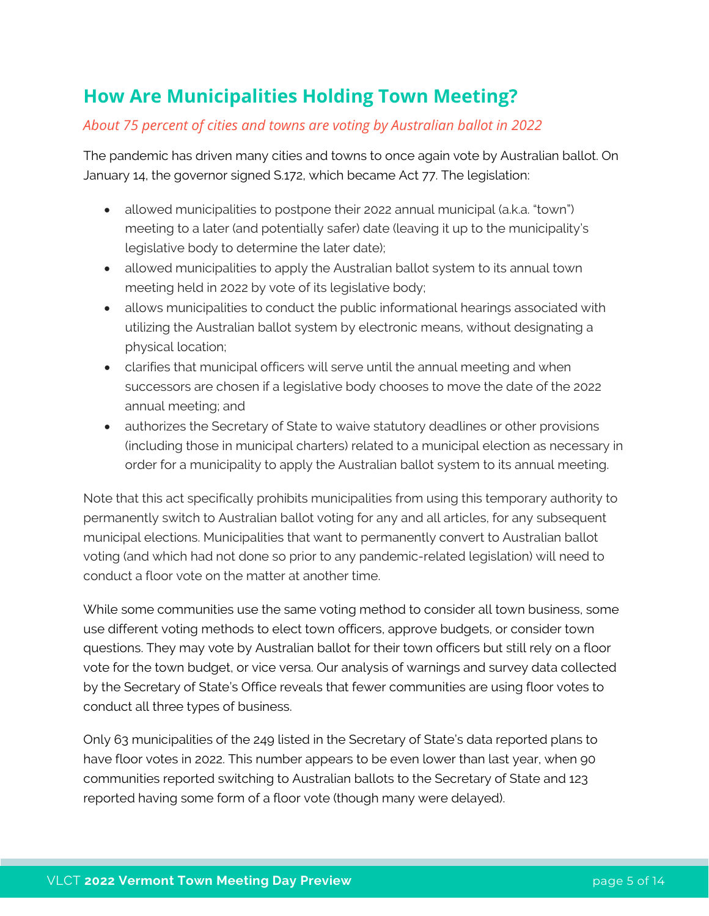## How Are Municipalities Holding Town Meeting?

*About 75 percent of cities and towns are voting by Australian ballot in 2022*

The pandemic has driven many cities and towns to once again vote by Australian ballot. On January 14, the governor signed S.172, which became Act 77. The legislation:

- allowed municipalities to postpone their 2022 annual municipal (a.k.a. "town") meeting to a later (and potentially safer) date (leaving it up to the municipality's legislative body to determine the later date);
- allowed municipalities to apply the Australian ballot system to its annual town meeting held in 2022 by vote of its legislative body;
- allows municipalities to conduct the public informational hearings associated with utilizing the Australian ballot system by electronic means, without designating a physical location;
- clarifies that municipal officers will serve until the annual meeting and when successors are chosen if a legislative body chooses to move the date of the 2022 annual meeting; and
- authorizes the Secretary of State to waive statutory deadlines or other provisions (including those in municipal charters) related to a municipal election as necessary in order for a municipality to apply the Australian ballot system to its annual meeting.

Note that this act specifically prohibits municipalities from using this temporary authority to permanently switch to Australian ballot voting for any and all articles, for any subsequent municipal elections. Municipalities that want to permanently convert to Australian ballot voting (and which had not done so prior to any pandemic-related legislation) will need to conduct a floor vote on the matter at another time.

While some communities use the same voting method to consider all town business, some use different voting methods to elect town officers, approve budgets, or consider town questions. They may vote by Australian ballot for their town officers but still rely on a floor vote for the town budget, or vice versa. Our analysis of warnings and survey data collected by the Secretary of State's Office reveals that fewer communities are using floor votes to conduct all three types of business.

Only 63 municipalities of the 249 listed in the Secretary of State's data reported plans to have floor votes in 2022. This number appears to be even lower than last year, when 90 communities reported switching to Australian ballots to the Secretary of State and 123 reported having some form of a floor vote (though many were delayed).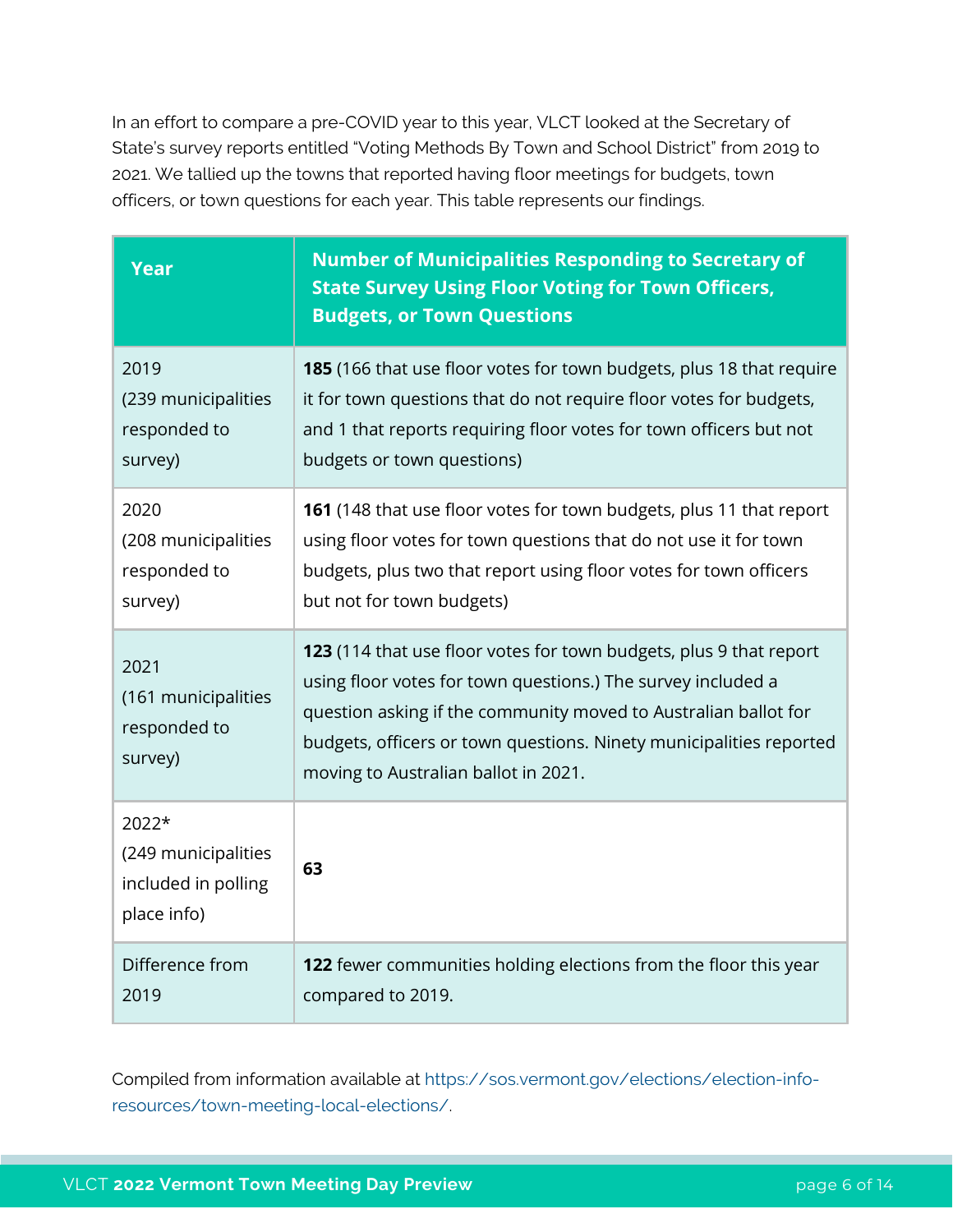In an effort to compare a pre-COVID year to this year, VLCT looked at the Secretary of State's survey reports entitled "Voting Methods By Town and School District" from 2019 to 2021. We tallied up the towns that reported having floor meetings for budgets, town officers, or town questions for each year. This table represents our findings.

| Year | Number of Municipalities Responding to Secretary of State Survey Using Floor Voting for Town Officers, Budgets, or Town Questions |
|---|---|
| 2019 (239 municipalities responded to survey) | **185** (166 that use floor votes for town budgets, plus 18 that require it for town questions that do not require floor votes for budgets, and 1 that reports requiring floor votes for town officers but not budgets or town questions) |
| 2020 (208 municipalities responded to survey) | **161** (148 that use floor votes for town budgets, plus 11 that report using floor votes for town questions that do not use it for town budgets, plus two that report using floor votes for town officers but not for town budgets) |
| 2021 (161 municipalities responded to survey) | **123** (114 that use floor votes for town budgets, plus 9 that report using floor votes for town questions.) The survey included a question asking if the community moved to Australian ballot for budgets, officers or town questions. Ninety municipalities reported moving to Australian ballot in 2021. |
| 2022* (249 municipalities included in polling place info) | **63** |
| Difference from 2019 | **122** fewer communities holding elections from the floor this year compared to 2019. |

Compiled from information available at https://sos.vermont.gov/elections/election-info-resources/town-meeting-local-elections/.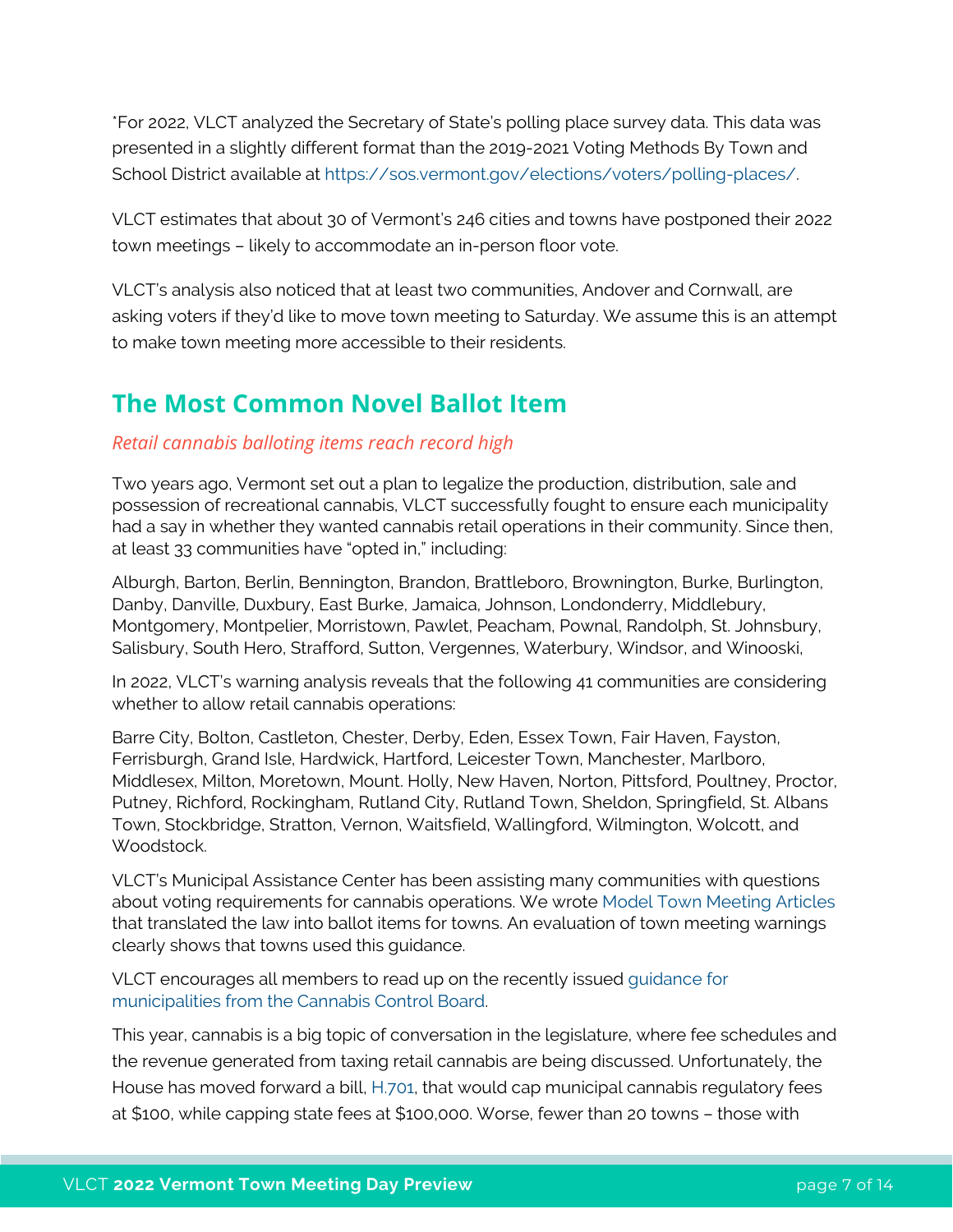*For 2022, VLCT analyzed the Secretary of State's polling place survey data. This data was presented in a slightly different format than the 2019-2021 Voting Methods By Town and School District available at https://sos.vermont.gov/elections/voters/polling-places/.

VLCT estimates that about 30 of Vermont's 246 cities and towns have postponed their 2022 town meetings – likely to accommodate an in-person floor vote.

VLCT's analysis also noticed that at least two communities, Andover and Cornwall, are asking voters if they'd like to move town meeting to Saturday. We assume this is an attempt to make town meeting more accessible to their residents.

## The Most Common Novel Ballot Item

*Retail cannabis balloting items reach record high*

Two years ago, Vermont set out a plan to legalize the production, distribution, sale and possession of recreational cannabis, VLCT successfully fought to ensure each municipality had a say in whether they wanted cannabis retail operations in their community. Since then, at least 33 communities have "opted in," including:

Alburgh, Barton, Berlin, Bennington, Brandon, Brattleboro, Brownington, Burke, Burlington, Danby, Danville, Duxbury, East Burke, Jamaica, Johnson, Londonderry, Middlebury, Montgomery, Montpelier, Morristown, Pawlet, Peacham, Pownal, Randolph, St. Johnsbury, Salisbury, South Hero, Strafford, Sutton, Vergennes, Waterbury, Windsor, and Winooski,

In 2022, VLCT's warning analysis reveals that the following 41 communities are considering whether to allow retail cannabis operations:

Barre City, Bolton, Castleton, Chester, Derby, Eden, Essex Town, Fair Haven, Fayston, Ferrisburgh, Grand Isle, Hardwick, Hartford, Leicester Town, Manchester, Marlboro, Middlesex, Milton, Moretown, Mount. Holly, New Haven, Norton, Pittsford, Poultney, Proctor, Putney, Richford, Rockingham, Rutland City, Rutland Town, Sheldon, Springfield, St. Albans Town, Stockbridge, Stratton, Vernon, Waitsfield, Wallingford, Wilmington, Wolcott, and Woodstock.

VLCT's Municipal Assistance Center has been assisting many communities with questions about voting requirements for cannabis operations. We wrote Model Town Meeting Articles that translated the law into ballot items for towns. An evaluation of town meeting warnings clearly shows that towns used this guidance.

VLCT encourages all members to read up on the recently issued guidance for municipalities from the Cannabis Control Board.

This year, cannabis is a big topic of conversation in the legislature, where fee schedules and the revenue generated from taxing retail cannabis are being discussed. Unfortunately, the House has moved forward a bill, H.701, that would cap municipal cannabis regulatory fees at $100, while capping state fees at $100,000. Worse, fewer than 20 towns – those with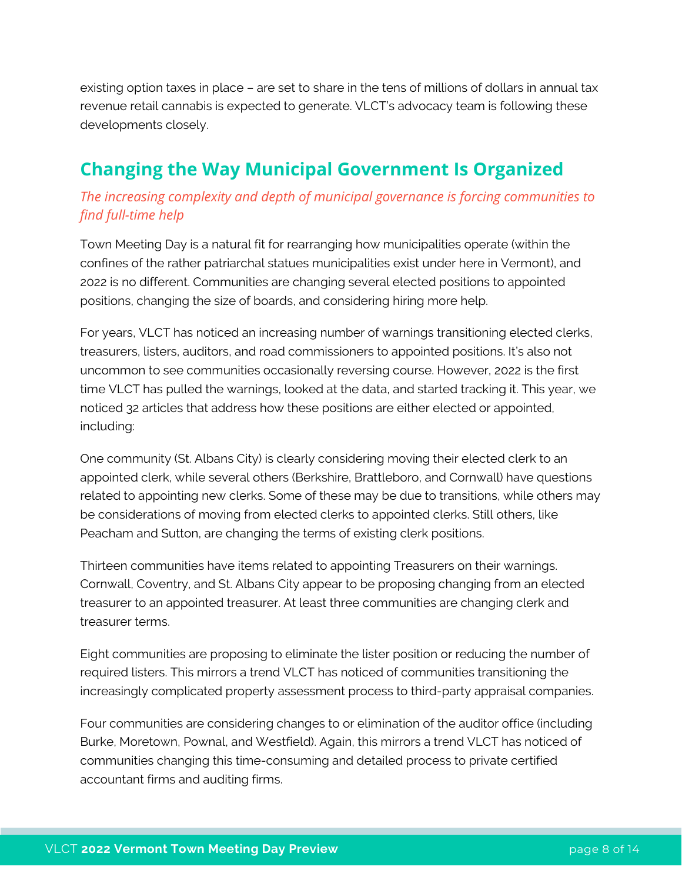existing option taxes in place – are set to share in the tens of millions of dollars in annual tax revenue retail cannabis is expected to generate. VLCT's advocacy team is following these developments closely.

## Changing the Way Municipal Government Is Organized

*The increasing complexity and depth of municipal governance is forcing communities to find full-time help*

Town Meeting Day is a natural fit for rearranging how municipalities operate (within the confines of the rather patriarchal statues municipalities exist under here in Vermont), and 2022 is no different. Communities are changing several elected positions to appointed positions, changing the size of boards, and considering hiring more help.

For years, VLCT has noticed an increasing number of warnings transitioning elected clerks, treasurers, listers, auditors, and road commissioners to appointed positions. It's also not uncommon to see communities occasionally reversing course. However, 2022 is the first time VLCT has pulled the warnings, looked at the data, and started tracking it. This year, we noticed 32 articles that address how these positions are either elected or appointed, including:

One community (St. Albans City) is clearly considering moving their elected clerk to an appointed clerk, while several others (Berkshire, Brattleboro, and Cornwall) have questions related to appointing new clerks. Some of these may be due to transitions, while others may be considerations of moving from elected clerks to appointed clerks. Still others, like Peacham and Sutton, are changing the terms of existing clerk positions.

Thirteen communities have items related to appointing Treasurers on their warnings. Cornwall, Coventry, and St. Albans City appear to be proposing changing from an elected treasurer to an appointed treasurer. At least three communities are changing clerk and treasurer terms.

Eight communities are proposing to eliminate the lister position or reducing the number of required listers. This mirrors a trend VLCT has noticed of communities transitioning the increasingly complicated property assessment process to third-party appraisal companies.

Four communities are considering changes to or elimination of the auditor office (including Burke, Moretown, Pownal, and Westfield). Again, this mirrors a trend VLCT has noticed of communities changing this time-consuming and detailed process to private certified accountant firms and auditing firms.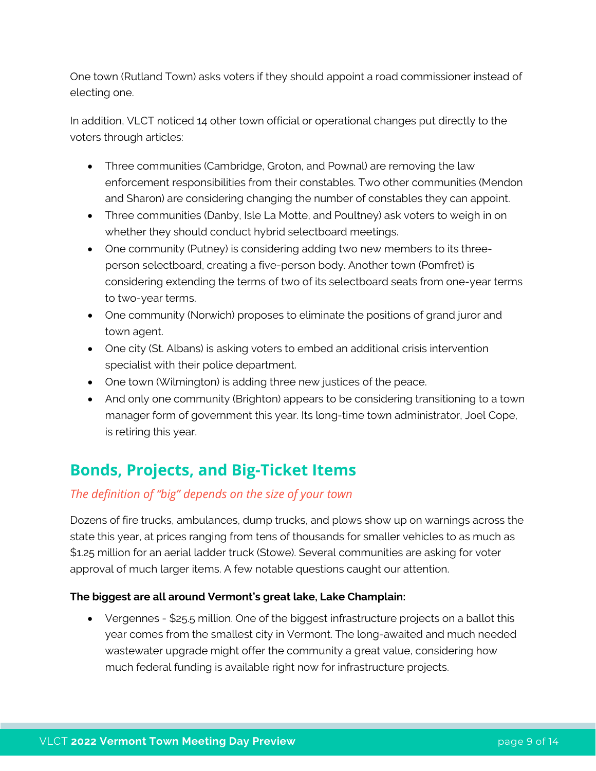One town (Rutland Town) asks voters if they should appoint a road commissioner instead of electing one.

In addition, VLCT noticed 14 other town official or operational changes put directly to the voters through articles:

- Three communities (Cambridge, Groton, and Pownal) are removing the law enforcement responsibilities from their constables. Two other communities (Mendon and Sharon) are considering changing the number of constables they can appoint.
- Three communities (Danby, Isle La Motte, and Poultney) ask voters to weigh in on whether they should conduct hybrid selectboard meetings.
- One community (Putney) is considering adding two new members to its three-person selectboard, creating a five-person body. Another town (Pomfret) is considering extending the terms of two of its selectboard seats from one-year terms to two-year terms.
- One community (Norwich) proposes to eliminate the positions of grand juror and town agent.
- One city (St. Albans) is asking voters to embed an additional crisis intervention specialist with their police department.
- One town (Wilmington) is adding three new justices of the peace.
- And only one community (Brighton) appears to be considering transitioning to a town manager form of government this year. Its long-time town administrator, Joel Cope, is retiring this year.

## Bonds, Projects, and Big-Ticket Items

*The definition of "big" depends on the size of your town*

Dozens of fire trucks, ambulances, dump trucks, and plows show up on warnings across the state this year, at prices ranging from tens of thousands for smaller vehicles to as much as $1.25 million for an aerial ladder truck (Stowe). Several communities are asking for voter approval of much larger items. A few notable questions caught our attention.

**The biggest are all around Vermont's great lake, Lake Champlain:**

- Vergennes - $25.5 million. One of the biggest infrastructure projects on a ballot this year comes from the smallest city in Vermont. The long-awaited and much needed wastewater upgrade might offer the community a great value, considering how much federal funding is available right now for infrastructure projects.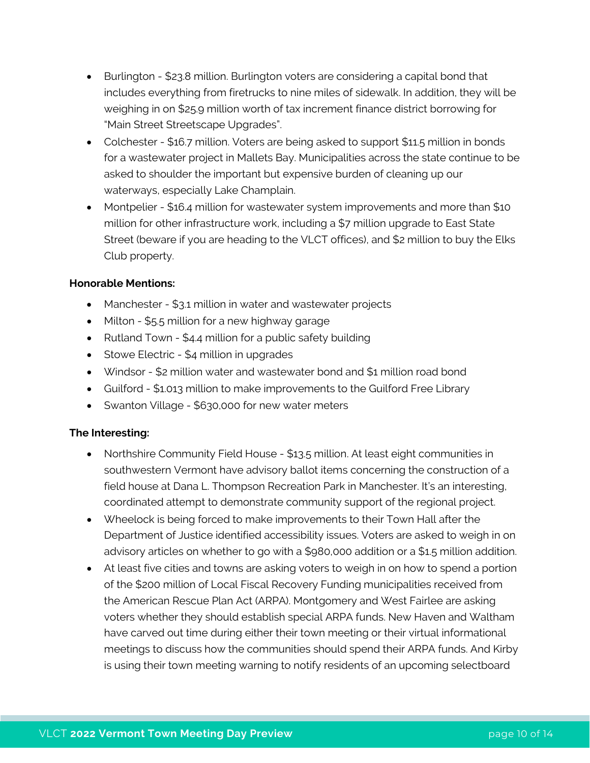- Burlington - $23.8 million. Burlington voters are considering a capital bond that includes everything from firetrucks to nine miles of sidewalk. In addition, they will be weighing in on $25.9 million worth of tax increment finance district borrowing for "Main Street Streetscape Upgrades".
- Colchester - $16.7 million. Voters are being asked to support $11.5 million in bonds for a wastewater project in Mallets Bay. Municipalities across the state continue to be asked to shoulder the important but expensive burden of cleaning up our waterways, especially Lake Champlain.
- Montpelier - $16.4 million for wastewater system improvements and more than $10 million for other infrastructure work, including a $7 million upgrade to East State Street (beware if you are heading to the VLCT offices), and $2 million to buy the Elks Club property.

**Honorable Mentions:**

- Manchester - $3.1 million in water and wastewater projects
- Milton - $5.5 million for a new highway garage
- Rutland Town - $4.4 million for a public safety building
- Stowe Electric - $4 million in upgrades
- Windsor - $2 million water and wastewater bond and $1 million road bond
- Guilford - $1.013 million to make improvements to the Guilford Free Library
- Swanton Village - $630,000 for new water meters

**The Interesting:**

- Northshire Community Field House - $13.5 million. At least eight communities in southwestern Vermont have advisory ballot items concerning the construction of a field house at Dana L. Thompson Recreation Park in Manchester. It's an interesting, coordinated attempt to demonstrate community support of the regional project.
- Wheelock is being forced to make improvements to their Town Hall after the Department of Justice identified accessibility issues. Voters are asked to weigh in on advisory articles on whether to go with a $980,000 addition or a $1.5 million addition.
- At least five cities and towns are asking voters to weigh in on how to spend a portion of the $200 million of Local Fiscal Recovery Funding municipalities received from the American Rescue Plan Act (ARPA). Montgomery and West Fairlee are asking voters whether they should establish special ARPA funds. New Haven and Waltham have carved out time during either their town meeting or their virtual informational meetings to discuss how the communities should spend their ARPA funds. And Kirby is using their town meeting warning to notify residents of an upcoming selectboard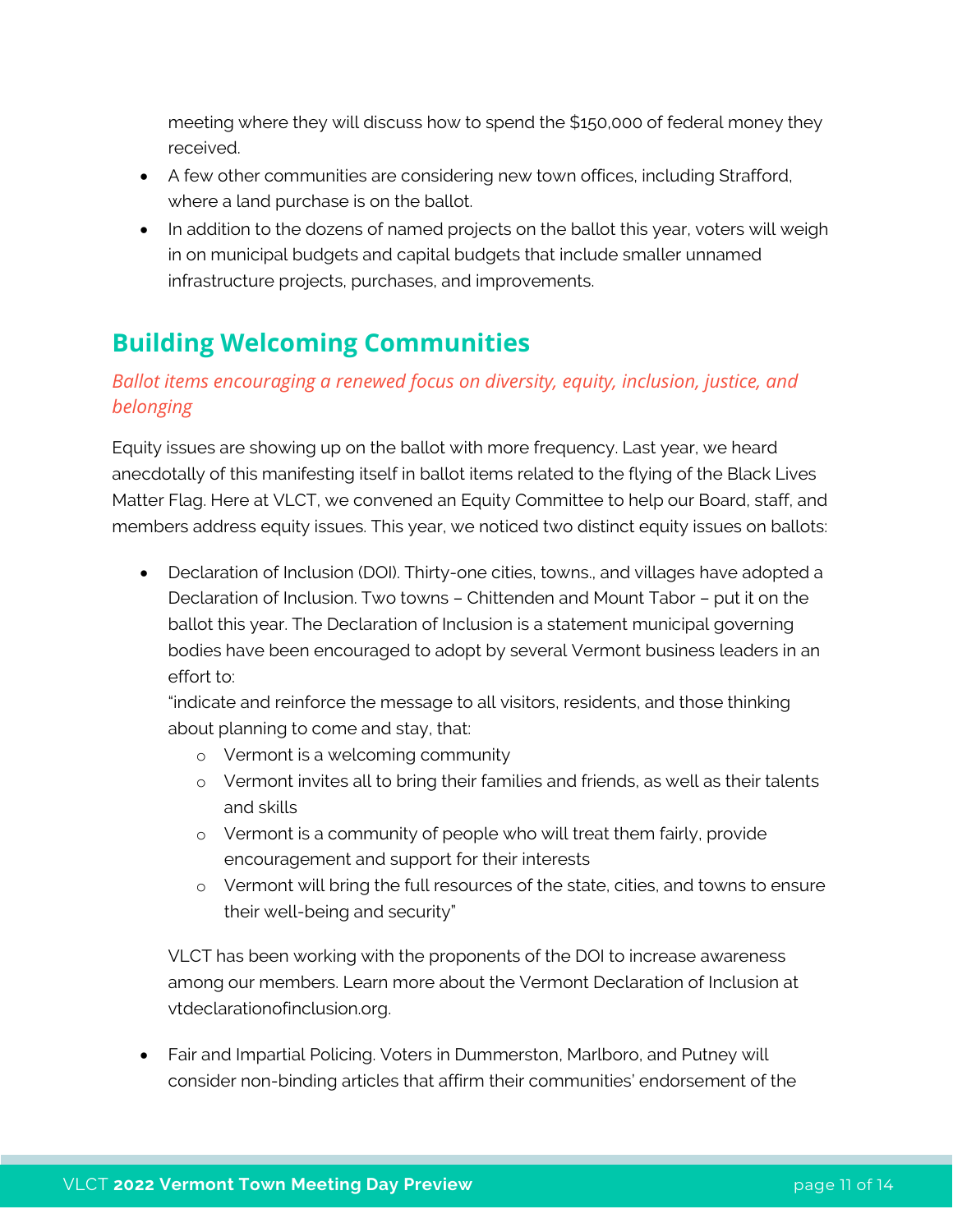meeting where they will discuss how to spend the $150,000 of federal money they received.

- A few other communities are considering new town offices, including Strafford, where a land purchase is on the ballot.
- In addition to the dozens of named projects on the ballot this year, voters will weigh in on municipal budgets and capital budgets that include smaller unnamed infrastructure projects, purchases, and improvements.

## Building Welcoming Communities

*Ballot items encouraging a renewed focus on diversity, equity, inclusion, justice, and belonging*

Equity issues are showing up on the ballot with more frequency. Last year, we heard anecdotally of this manifesting itself in ballot items related to the flying of the Black Lives Matter Flag. Here at VLCT, we convened an Equity Committee to help our Board, staff, and members address equity issues. This year, we noticed two distinct equity issues on ballots:

- Declaration of Inclusion (DOI). Thirty-one cities, towns., and villages have adopted a Declaration of Inclusion. Two towns – Chittenden and Mount Tabor – put it on the ballot this year. The Declaration of Inclusion is a statement municipal governing bodies have been encouraged to adopt by several Vermont business leaders in an effort to:
  "indicate and reinforce the message to all visitors, residents, and those thinking about planning to come and stay, that:
    - Vermont is a welcoming community
    - Vermont invites all to bring their families and friends, as well as their talents and skills
    - Vermont is a community of people who will treat them fairly, provide encouragement and support for their interests
    - Vermont will bring the full resources of the state, cities, and towns to ensure their well-being and security"

  VLCT has been working with the proponents of the DOI to increase awareness among our members. Learn more about the Vermont Declaration of Inclusion at vtdeclarationofinclusion.org.

- Fair and Impartial Policing. Voters in Dummerston, Marlboro, and Putney will consider non-binding articles that affirm their communities' endorsement of the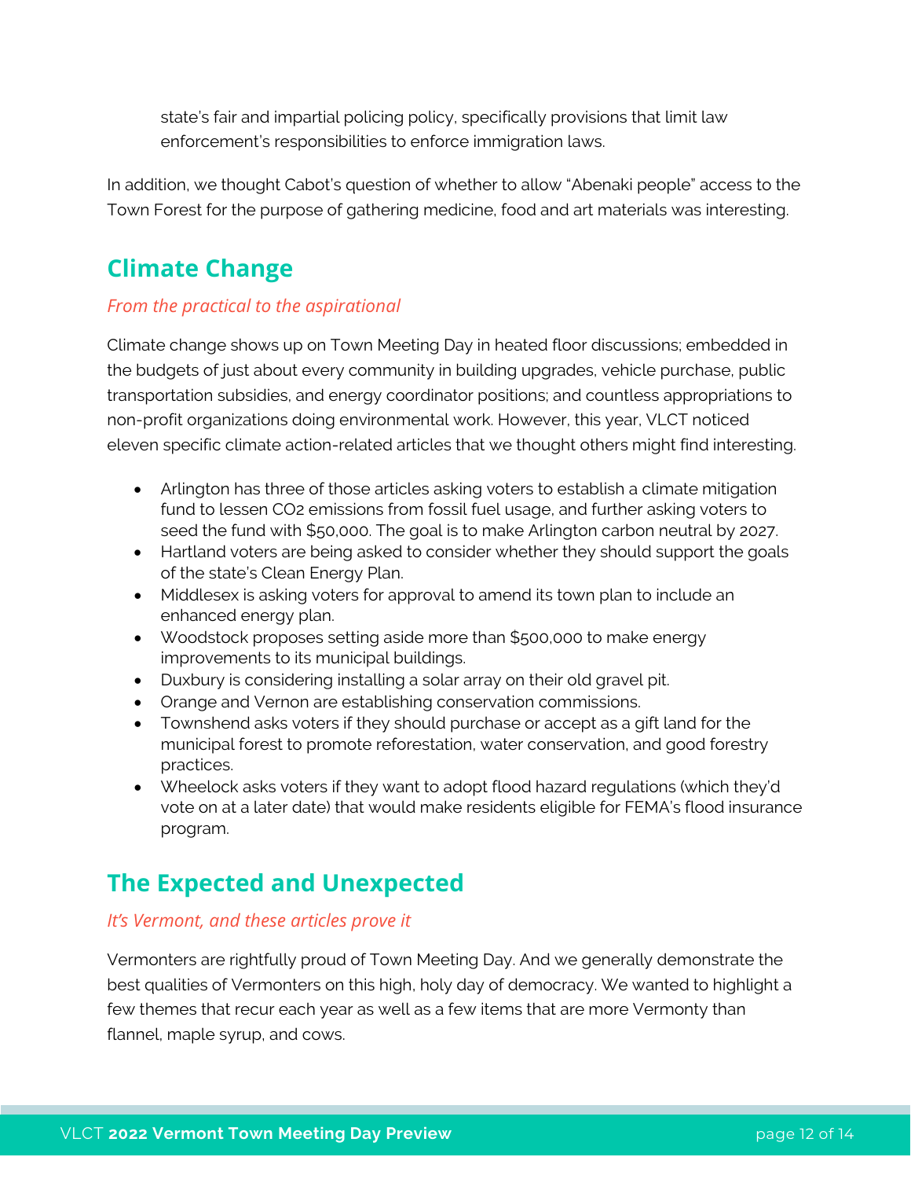state's fair and impartial policing policy, specifically provisions that limit law enforcement's responsibilities to enforce immigration laws.

In addition, we thought Cabot's question of whether to allow "Abenaki people" access to the Town Forest for the purpose of gathering medicine, food and art materials was interesting.

## Climate Change

*From the practical to the aspirational*

Climate change shows up on Town Meeting Day in heated floor discussions; embedded in the budgets of just about every community in building upgrades, vehicle purchase, public transportation subsidies, and energy coordinator positions; and countless appropriations to non-profit organizations doing environmental work. However, this year, VLCT noticed eleven specific climate action-related articles that we thought others might find interesting.

- Arlington has three of those articles asking voters to establish a climate mitigation fund to lessen $CO_2$ emissions from fossil fuel usage, and further asking voters to seed the fund with $50,000. The goal is to make Arlington carbon neutral by 2027.
- Hartland voters are being asked to consider whether they should support the goals of the state's Clean Energy Plan.
- Middlesex is asking voters for approval to amend its town plan to include an enhanced energy plan.
- Woodstock proposes setting aside more than $500,000 to make energy improvements to its municipal buildings.
- Duxbury is considering installing a solar array on their old gravel pit.
- Orange and Vernon are establishing conservation commissions.
- Townshend asks voters if they should purchase or accept as a gift land for the municipal forest to promote reforestation, water conservation, and good forestry practices.
- Wheelock asks voters if they want to adopt flood hazard regulations (which they'd vote on at a later date) that would make residents eligible for FEMA's flood insurance program.

## The Expected and Unexpected

*It's Vermont, and these articles prove it*

Vermonters are rightfully proud of Town Meeting Day. And we generally demonstrate the best qualities of Vermonters on this high, holy day of democracy. We wanted to highlight a few themes that recur each year as well as a few items that are more Vermonty than flannel, maple syrup, and cows.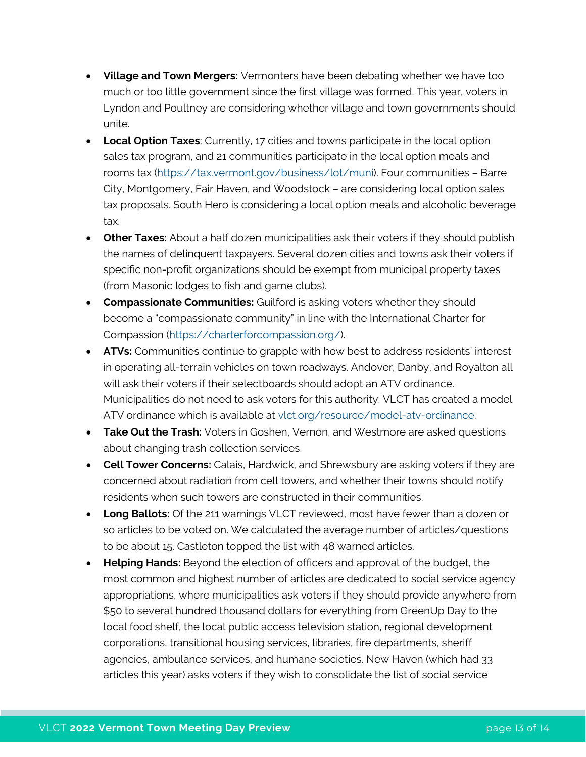- **Village and Town Mergers:** Vermonters have been debating whether we have too much or too little government since the first village was formed. This year, voters in Lyndon and Poultney are considering whether village and town governments should unite.
- **Local Option Taxes**: Currently, 17 cities and towns participate in the local option sales tax program, and 21 communities participate in the local option meals and rooms tax (https://tax.vermont.gov/business/lot/muni). Four communities – Barre City, Montgomery, Fair Haven, and Woodstock – are considering local option sales tax proposals. South Hero is considering a local option meals and alcoholic beverage tax.
- **Other Taxes:** About a half dozen municipalities ask their voters if they should publish the names of delinquent taxpayers. Several dozen cities and towns ask their voters if specific non-profit organizations should be exempt from municipal property taxes (from Masonic lodges to fish and game clubs).
- **Compassionate Communities:** Guilford is asking voters whether they should become a "compassionate community" in line with the International Charter for Compassion (https://charterforcompassion.org/).
- **ATVs:** Communities continue to grapple with how best to address residents' interest in operating all-terrain vehicles on town roadways. Andover, Danby, and Royalton all will ask their voters if their selectboards should adopt an ATV ordinance. Municipalities do not need to ask voters for this authority. VLCT has created a model ATV ordinance which is available at vlct.org/resource/model-atv-ordinance.
- **Take Out the Trash:** Voters in Goshen, Vernon, and Westmore are asked questions about changing trash collection services.
- **Cell Tower Concerns:** Calais, Hardwick, and Shrewsbury are asking voters if they are concerned about radiation from cell towers, and whether their towns should notify residents when such towers are constructed in their communities.
- **Long Ballots:** Of the 211 warnings VLCT reviewed, most have fewer than a dozen or so articles to be voted on. We calculated the average number of articles/questions to be about 15. Castleton topped the list with 48 warned articles.
- **Helping Hands:** Beyond the election of officers and approval of the budget, the most common and highest number of articles are dedicated to social service agency appropriations, where municipalities ask voters if they should provide anywhere from $50 to several hundred thousand dollars for everything from GreenUp Day to the local food shelf, the local public access television station, regional development corporations, transitional housing services, libraries, fire departments, sheriff agencies, ambulance services, and humane societies. New Haven (which had 33 articles this year) asks voters if they wish to consolidate the list of social service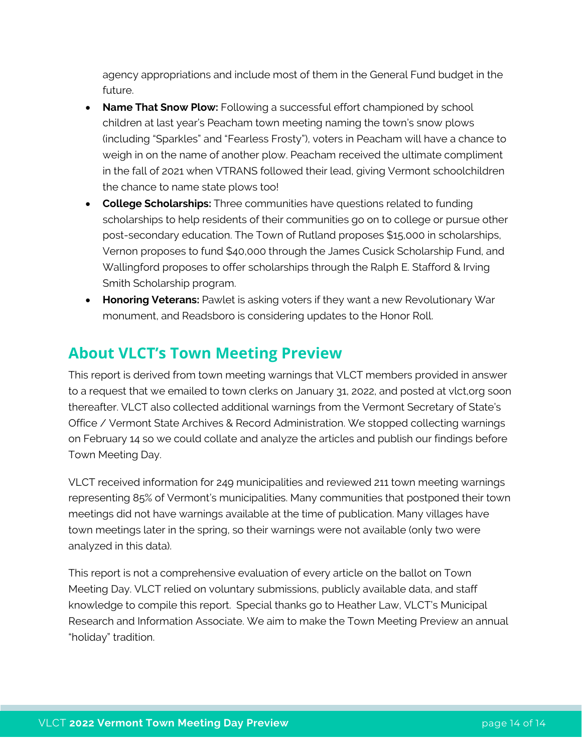agency appropriations and include most of them in the General Fund budget in the future.

- **Name That Snow Plow:** Following a successful effort championed by school children at last year's Peacham town meeting naming the town's snow plows (including "Sparkles" and "Fearless Frosty"), voters in Peacham will have a chance to weigh in on the name of another plow. Peacham received the ultimate compliment in the fall of 2021 when VTRANS followed their lead, giving Vermont schoolchildren the chance to name state plows too!
- **College Scholarships:** Three communities have questions related to funding scholarships to help residents of their communities go on to college or pursue other post-secondary education. The Town of Rutland proposes $15,000 in scholarships, Vernon proposes to fund $40,000 through the James Cusick Scholarship Fund, and Wallingford proposes to offer scholarships through the Ralph E. Stafford & Irving Smith Scholarship program.
- **Honoring Veterans:** Pawlet is asking voters if they want a new Revolutionary War monument, and Readsboro is considering updates to the Honor Roll.

## About VLCT's Town Meeting Preview

This report is derived from town meeting warnings that VLCT members provided in answer to a request that we emailed to town clerks on January 31, 2022, and posted at vlct,org soon thereafter. VLCT also collected additional warnings from the Vermont Secretary of State's Office / Vermont State Archives & Record Administration. We stopped collecting warnings on February 14 so we could collate and analyze the articles and publish our findings before Town Meeting Day.

VLCT received information for 249 municipalities and reviewed 211 town meeting warnings representing 85% of Vermont's municipalities. Many communities that postponed their town meetings did not have warnings available at the time of publication. Many villages have town meetings later in the spring, so their warnings were not available (only two were analyzed in this data).

This report is not a comprehensive evaluation of every article on the ballot on Town Meeting Day. VLCT relied on voluntary submissions, publicly available data, and staff knowledge to compile this report. Special thanks go to Heather Law, VLCT's Municipal Research and Information Associate. We aim to make the Town Meeting Preview an annual "holiday" tradition.